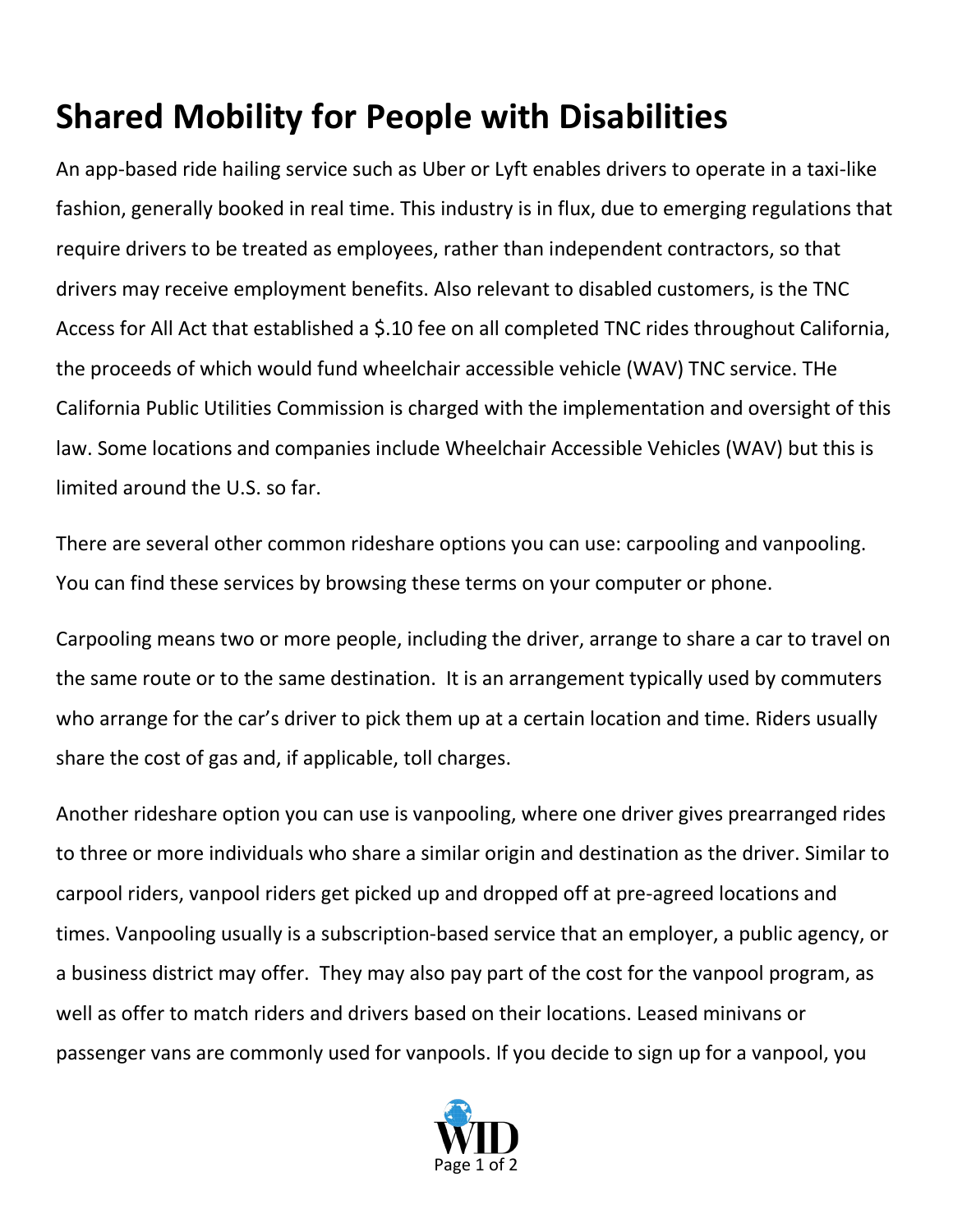# Shared Mobility for People with Disabilities

An app-based ride hailing service such as Uber or Lyft enables drivers to operate in a taxi-like fashion, generally booked in real time. This industry is in flux, due to emerging regulations that require drivers to be treated as employees, rather than independent contractors, so that drivers may receive employment benefits. Also relevant to disabled customers, is the TNC Access for All Act that established a $.10 fee on all completed TNC rides throughout California, the proceeds of which would fund wheelchair accessible vehicle (WAV) TNC service. THe California Public Utilities Commission is charged with the implementation and oversight of this law. Some locations and companies include Wheelchair Accessible Vehicles (WAV) but this is limited around the U.S. so far.

There are several other common rideshare options you can use: carpooling and vanpooling. You can find these services by browsing these terms on your computer or phone.

Carpooling means two or more people, including the driver, arrange to share a car to travel on the same route or to the same destination. It is an arrangement typically used by commuters who arrange for the car's driver to pick them up at a certain location and time. Riders usually share the cost of gas and, if applicable, toll charges.

Another rideshare option you can use is vanpooling, where one driver gives prearranged rides to three or more individuals who share a similar origin and destination as the driver. Similar to carpool riders, vanpool riders get picked up and dropped off at pre-agreed locations and times. Vanpooling usually is a subscription-based service that an employer, a public agency, or a business district may offer. They may also pay part of the cost for the vanpool program, as well as offer to match riders and drivers based on their locations. Leased minivans or passenger vans are commonly used for vanpools. If you decide to sign up for a vanpool, you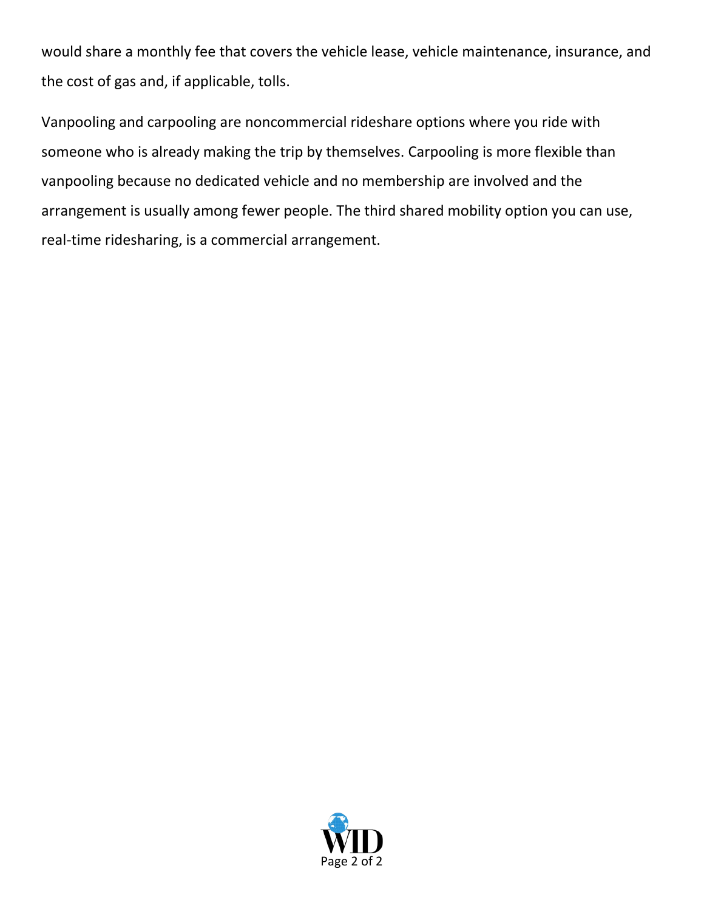would share a monthly fee that covers the vehicle lease, vehicle maintenance, insurance, and the cost of gas and, if applicable, tolls.

Vanpooling and carpooling are noncommercial rideshare options where you ride with someone who is already making the trip by themselves. Carpooling is more flexible than vanpooling because no dedicated vehicle and no membership are involved and the arrangement is usually among fewer people. The third shared mobility option you can use, real-time ridesharing, is a commercial arrangement.